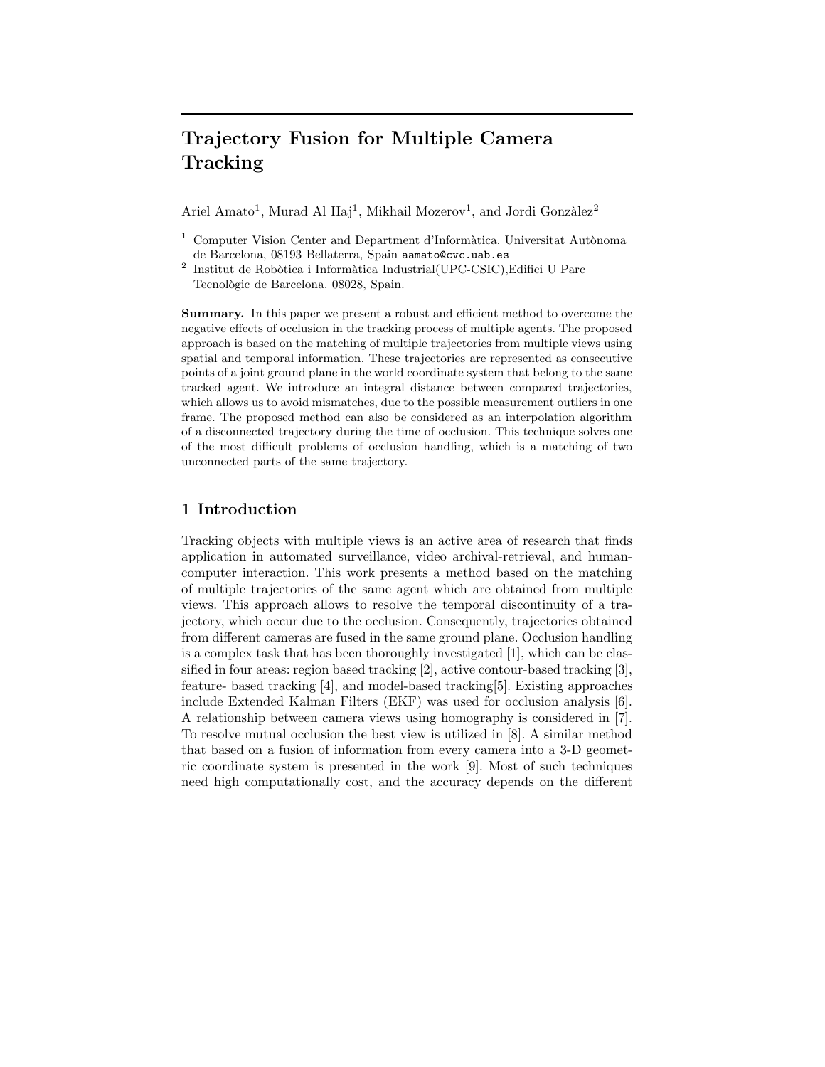# Trajectory Fusion for Multiple Camera Tracking

Ariel Amato[1], Murad Al Haj[1], Mikhail Mozerov[1], and Jordi Gonzàlez[2]

[1] Computer Vision Center and Department d'Informàtica. Universitat Autònoma de Barcelona, 08193 Bellaterra, Spain aamato@cvc.uab.es

[2] Institut de Robòtica i Informàtica Industrial(UPC-CSIC),Edifici U Parc Tecnològic de Barcelona. 08028, Spain.

**Summary.** In this paper we present a robust and efficient method to overcome the negative effects of occlusion in the tracking process of multiple agents. The proposed approach is based on the matching of multiple trajectories from multiple views using spatial and temporal information. These trajectories are represented as consecutive points of a joint ground plane in the world coordinate system that belong to the same tracked agent. We introduce an integral distance between compared trajectories, which allows us to avoid mismatches, due to the possible measurement outliers in one frame. The proposed method can also be considered as an interpolation algorithm of a disconnected trajectory during the time of occlusion. This technique solves one of the most difficult problems of occlusion handling, which is a matching of two unconnected parts of the same trajectory.

## 1 Introduction

Tracking objects with multiple views is an active area of research that finds application in automated surveillance, video archival-retrieval, and human-computer interaction. This work presents a method based on the matching of multiple trajectories of the same agent which are obtained from multiple views. This approach allows to resolve the temporal discontinuity of a trajectory, which occur due to the occlusion. Consequently, trajectories obtained from different cameras are fused in the same ground plane. Occlusion handling is a complex task that has been thoroughly investigated [1], which can be classified in four areas: region based tracking [2], active contour-based tracking [3], feature- based tracking [4], and model-based tracking[5]. Existing approaches include Extended Kalman Filters (EKF) was used for occlusion analysis [6]. A relationship between camera views using homography is considered in [7]. To resolve mutual occlusion the best view is utilized in [8]. A similar method that based on a fusion of information from every camera into a 3-D geometric coordinate system is presented in the work [9]. Most of such techniques need high computationally cost, and the accuracy depends on the different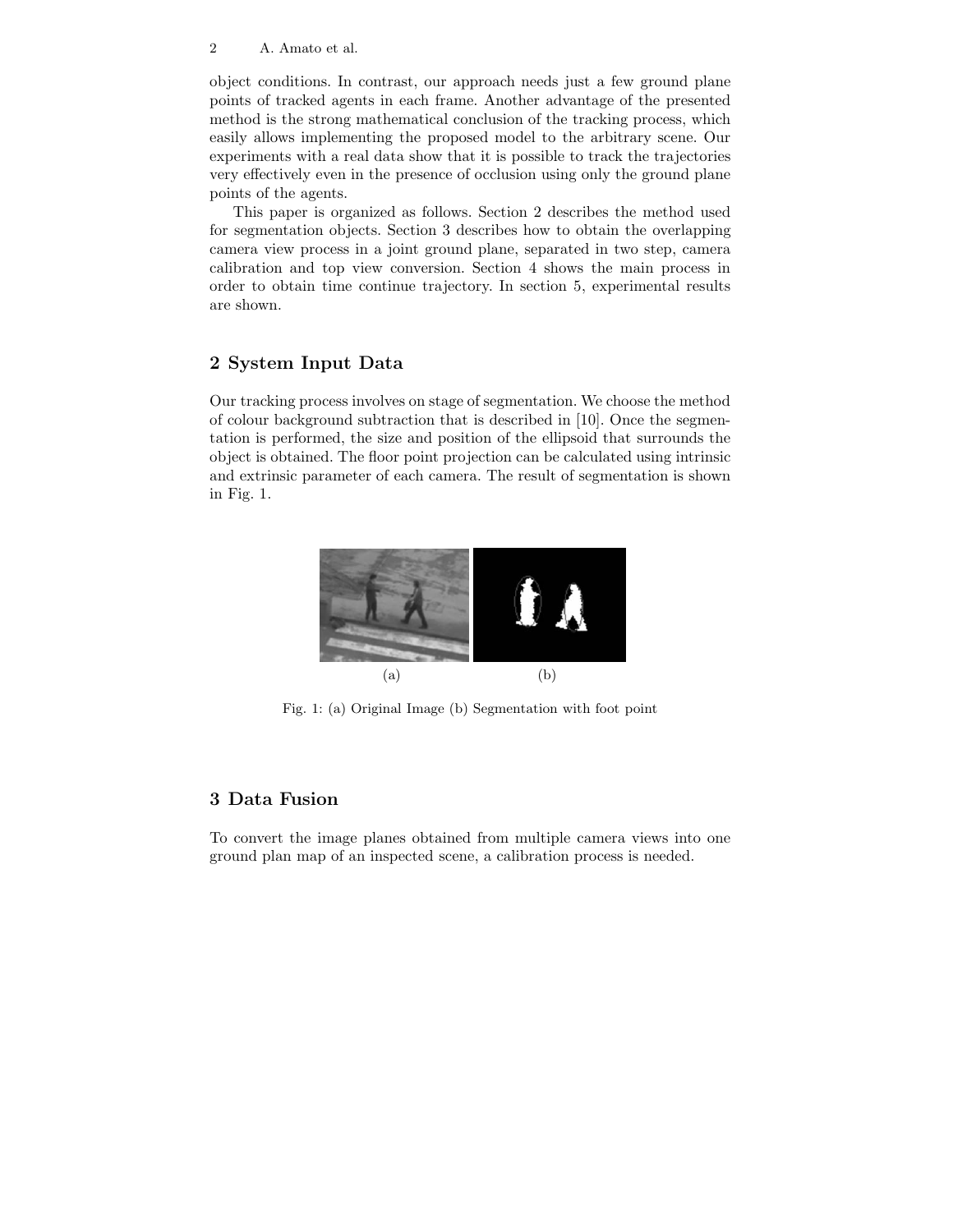object conditions. In contrast, our approach needs just a few ground plane points of tracked agents in each frame. Another advantage of the presented method is the strong mathematical conclusion of the tracking process, which easily allows implementing the proposed model to the arbitrary scene. Our experiments with a real data show that it is possible to track the trajectories very effectively even in the presence of occlusion using only the ground plane points of the agents.

This paper is organized as follows. Section 2 describes the method used for segmentation objects. Section 3 describes how to obtain the overlapping camera view process in a joint ground plane, separated in two step, camera calibration and top view conversion. Section 4 shows the main process in order to obtain time continue trajectory. In section 5, experimental results are shown.

## 2 System Input Data

Our tracking process involves on stage of segmentation. We choose the method of colour background subtraction that is described in [10]. Once the segmentation is performed, the size and position of the ellipsoid that surrounds the object is obtained. The floor point projection can be calculated using intrinsic and extrinsic parameter of each camera. The result of segmentation is shown in Fig. 1.

(a) (b)

Fig. 1: (a) Original Image (b) Segmentation with foot point

## 3 Data Fusion

To convert the image planes obtained from multiple camera views into one ground plan map of an inspected scene, a calibration process is needed.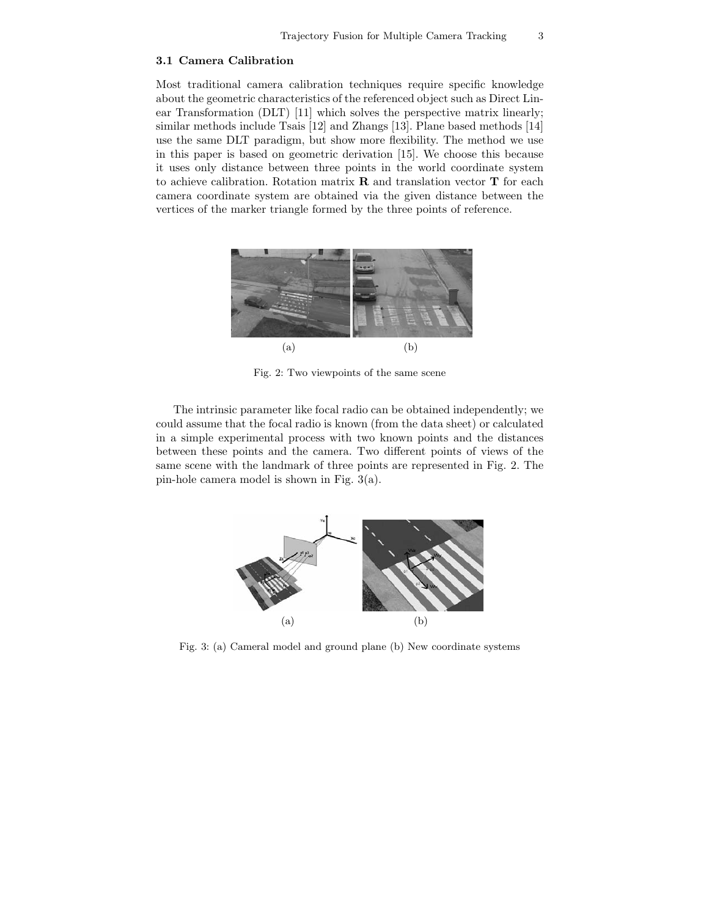### 3.1 Camera Calibration

Most traditional camera calibration techniques require specific knowledge about the geometric characteristics of the referenced object such as Direct Linear Transformation (DLT) [11] which solves the perspective matrix linearly; similar methods include Tsais [12] and Zhangs [13]. Plane based methods [14] use the same DLT paradigm, but show more flexibility. The method we use in this paper is based on geometric derivation [15]. We choose this because it uses only distance between three points in the world coordinate system to achieve calibration. Rotation matrix **R** and translation vector **T** for each camera coordinate system are obtained via the given distance between the vertices of the marker triangle formed by the three points of reference.

(a) (b)

Fig. 2: Two viewpoints of the same scene

The intrinsic parameter like focal radio can be obtained independently; we could assume that the focal radio is known (from the data sheet) or calculated in a simple experimental process with two known points and the distances between these points and the camera. Two different points of views of the same scene with the landmark of three points are represented in Fig. 2. The pin-hole camera model is shown in Fig. 3(a).

(a) (b)

Fig. 3: (a) Cameral model and ground plane (b) New coordinate systems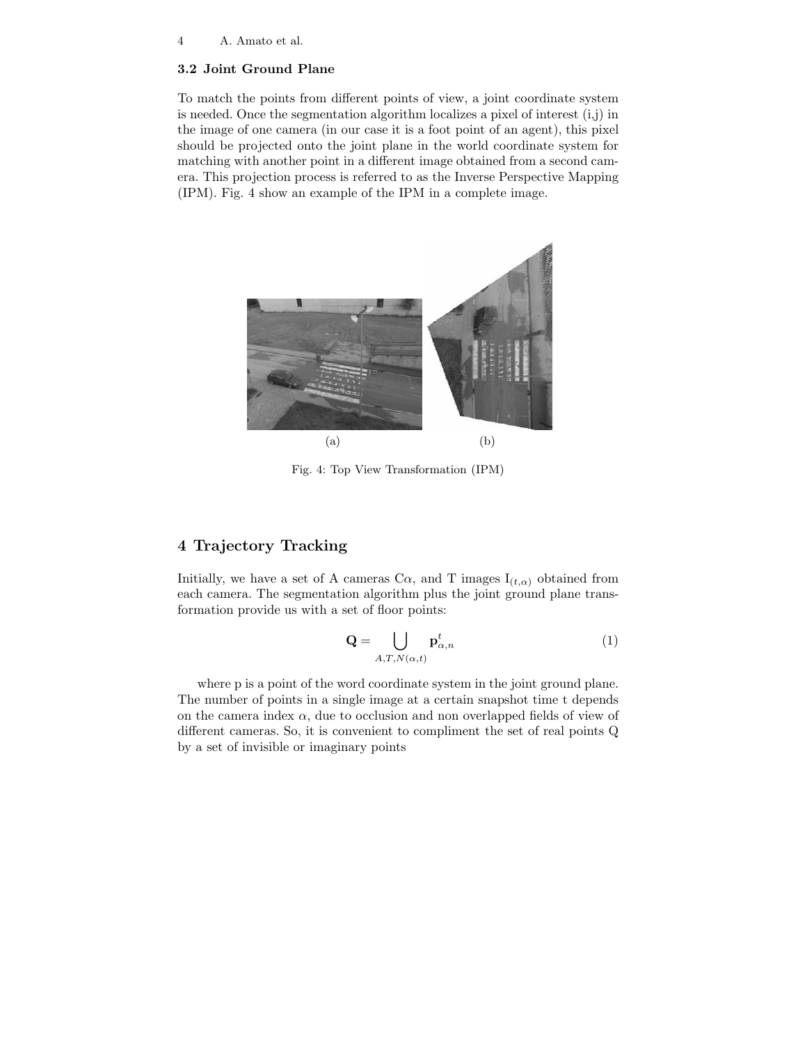### 3.2 Joint Ground Plane

To match the points from different points of view, a joint coordinate system is needed. Once the segmentation algorithm localizes a pixel of interest (i,j) in the image of one camera (in our case it is a foot point of an agent), this pixel should be projected onto the joint plane in the world coordinate system for matching with another point in a different image obtained from a second camera. This projection process is referred to as the Inverse Perspective Mapping (IPM). Fig. 4 show an example of the IPM in a complete image.

(a) (b)

Fig. 4: Top View Transformation (IPM)

## 4 Trajectory Tracking

Initially, we have a set of A cameras C$\alpha$, and T images $I_{(t,\alpha)}$ obtained from each camera. The segmentation algorithm plus the joint ground plane transformation provide us with a set of floor points:

$$\mathbf{Q} = \bigcup_{A,T,N(\alpha,t)} \mathbf{p}^{t}_{\alpha,n} \tag{1}$$

where p is a point of the word coordinate system in the joint ground plane. The number of points in a single image at a certain snapshot time t depends on the camera index $\alpha$, due to occlusion and non overlapped fields of view of different cameras. So, it is convenient to compliment the set of real points Q by a set of invisible or imaginary points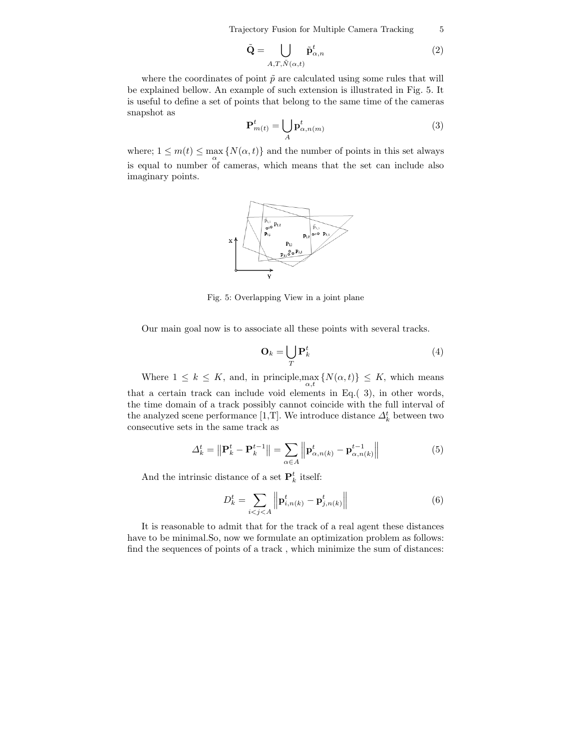$$\tilde{\mathbf{Q}} = \bigcup_{A,T,\tilde{N}(\alpha,t)} \tilde{\mathbf{p}}^{t}_{\alpha,n} \tag{2}$$

where the coordinates of point $\tilde{p}$ are calculated using some rules that will be explained bellow. An example of such extension is illustrated in Fig. 5. It is useful to define a set of points that belong to the same time of the cameras snapshot as

$$\mathbf{P}^{t}_{m(t)} = \bigcup_{A} \mathbf{p}^{t}_{\alpha,n(m)} \tag{3}$$

where; $1 \leq m(t) \leq \max_{\alpha} \{N(\alpha, t)\}$ and the number of points in this set always is equal to number of cameras, which means that the set can include also imaginary points.

Fig. 5: Overlapping View in a joint plane

Our main goal now is to associate all these points with several tracks.

$$\mathbf{O}_k = \bigcup_{T} \mathbf{P}^{t}_{k} \tag{4}$$

Where $1 \leq k \leq K$, and, in principle, $\max_{\alpha,t} \{N(\alpha, t)\} \leq K$, which means that a certain track can include void elements in Eq.( 3), in other words, the time domain of a track possibly cannot coincide with the full interval of the analyzed scene performance [1,T]. We introduce distance $\Delta^{t}_{k}$ between two consecutive sets in the same track as

$$\Delta^{t}_{k} = \left\| \mathbf{P}^{t}_{k} - \mathbf{P}^{t-1}_{k} \right\| = \sum_{\alpha \in A} \left\| \mathbf{p}^{t}_{\alpha,n(k)} - \mathbf{p}^{t-1}_{\alpha,n(k)} \right\| \tag{5}$$

And the intrinsic distance of a set $\mathbf{P}^{t}_{k}$ itself:

$$D^{t}_{k} = \sum_{i<j<A} \left\| \mathbf{p}^{t}_{i,n(k)} - \mathbf{p}^{t}_{j,n(k)} \right\| \tag{6}$$

It is reasonable to admit that for the track of a real agent these distances have to be minimal.So, now we formulate an optimization problem as follows: find the sequences of points of a track , which minimize the sum of distances: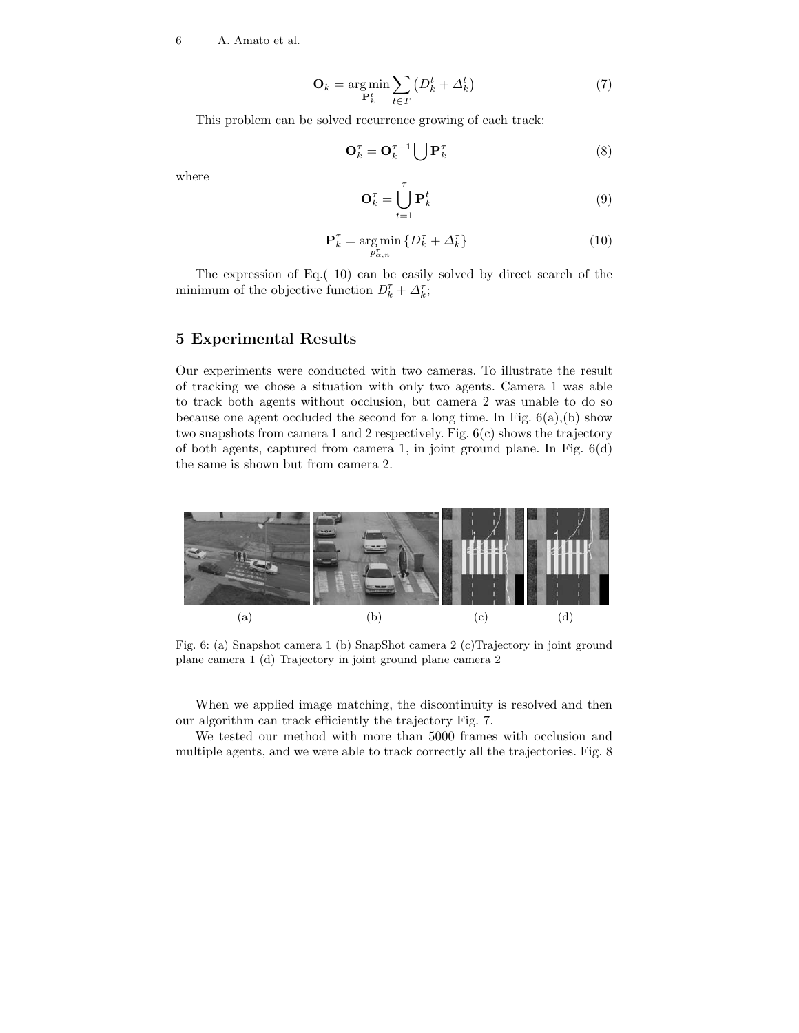$$\mathbf{O}_k = \underset{\mathbf{P}_k^t}{\arg\min} \sum_{t \in T} \left( D_k^t + \Delta_k^t \right) \tag{7}$$

This problem can be solved recurrence growing of each track:

$$\mathbf{O}_k^\tau = \mathbf{O}_k^{\tau-1} \bigcup \mathbf{P}_k^\tau \tag{8}$$

where

$$\mathbf{O}_k^\tau = \bigcup_{t=1}^{\tau} \mathbf{P}_k^t \tag{9}$$

$$\mathbf{P}_k^\tau = \underset{p_{\alpha,n}^\tau}{\arg\min} \left\{ D_k^\tau + \Delta_k^\tau \right\} \tag{10}$$

The expression of Eq.( 10) can be easily solved by direct search of the minimum of the objective function $D_k^\tau + \Delta_k^\tau$;

## 5 Experimental Results

Our experiments were conducted with two cameras. To illustrate the result of tracking we chose a situation with only two agents. Camera 1 was able to track both agents without occlusion, but camera 2 was unable to do so because one agent occluded the second for a long time. In Fig. 6(a),(b) show two snapshots from camera 1 and 2 respectively. Fig. 6(c) shows the trajectory of both agents, captured from camera 1, in joint ground plane. In Fig. 6(d) the same is shown but from camera 2.

(a) (b) (c) (d)

Fig. 6: (a) Snapshot camera 1 (b) SnapShot camera 2 (c)Trajectory in joint ground plane camera 1 (d) Trajectory in joint ground plane camera 2

When we applied image matching, the discontinuity is resolved and then our algorithm can track efficiently the trajectory Fig. 7.

We tested our method with more than 5000 frames with occlusion and multiple agents, and we were able to track correctly all the trajectories. Fig. 8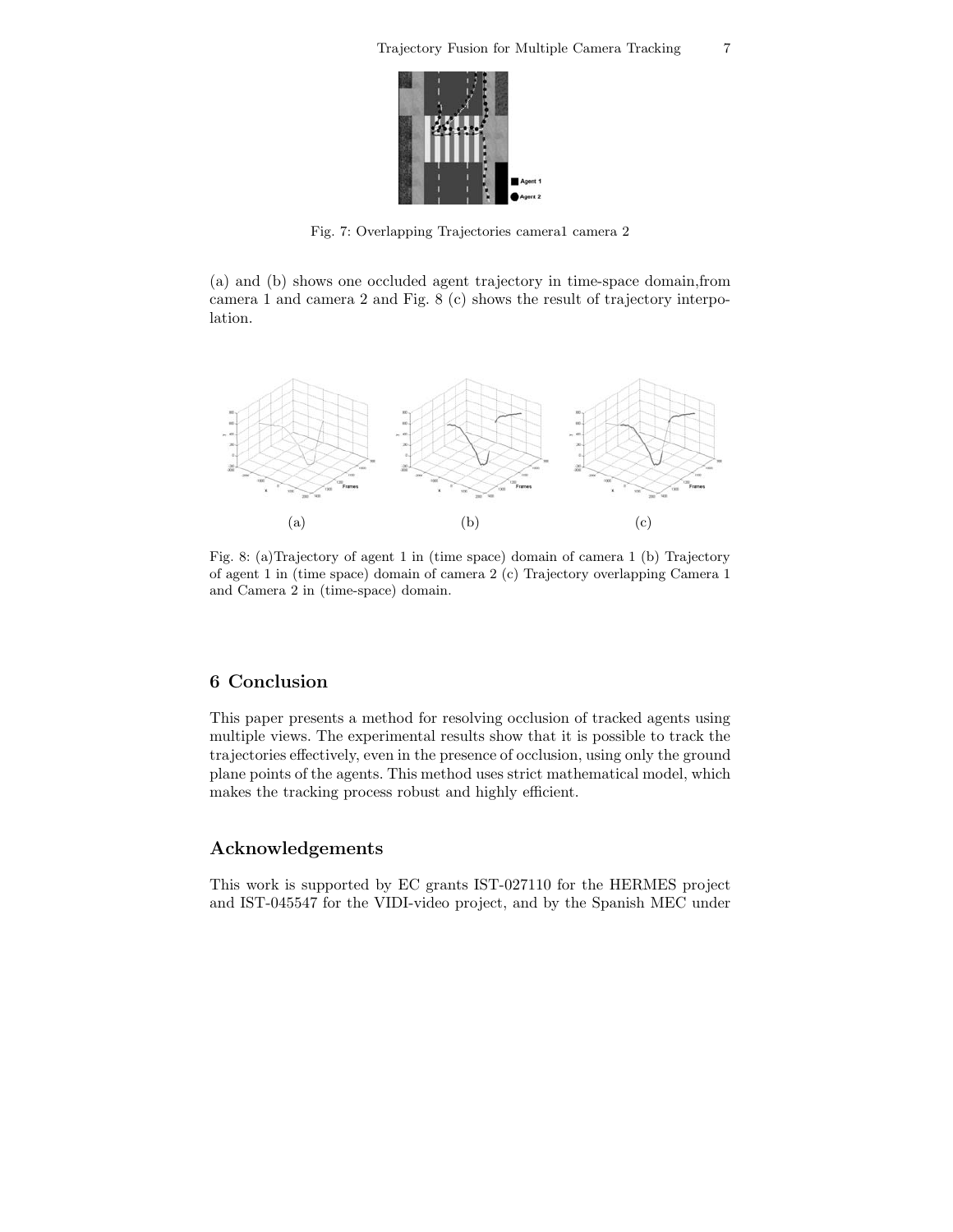Fig. 7: Overlapping Trajectories camera1 camera 2

(a) and (b) shows one occluded agent trajectory in time-space domain,from camera 1 and camera 2 and Fig. 8 (c) shows the result of trajectory interpolation.

Fig. 8: (a)Trajectory of agent 1 in (time space) domain of camera 1 (b) Trajectory of agent 1 in (time space) domain of camera 2 (c) Trajectory overlapping Camera 1 and Camera 2 in (time-space) domain.

## 6 Conclusion

This paper presents a method for resolving occlusion of tracked agents using multiple views. The experimental results show that it is possible to track the trajectories effectively, even in the presence of occlusion, using only the ground plane points of the agents. This method uses strict mathematical model, which makes the tracking process robust and highly efficient.

## Acknowledgements

This work is supported by EC grants IST-027110 for the HERMES project and IST-045547 for the VIDI-video project, and by the Spanish MEC under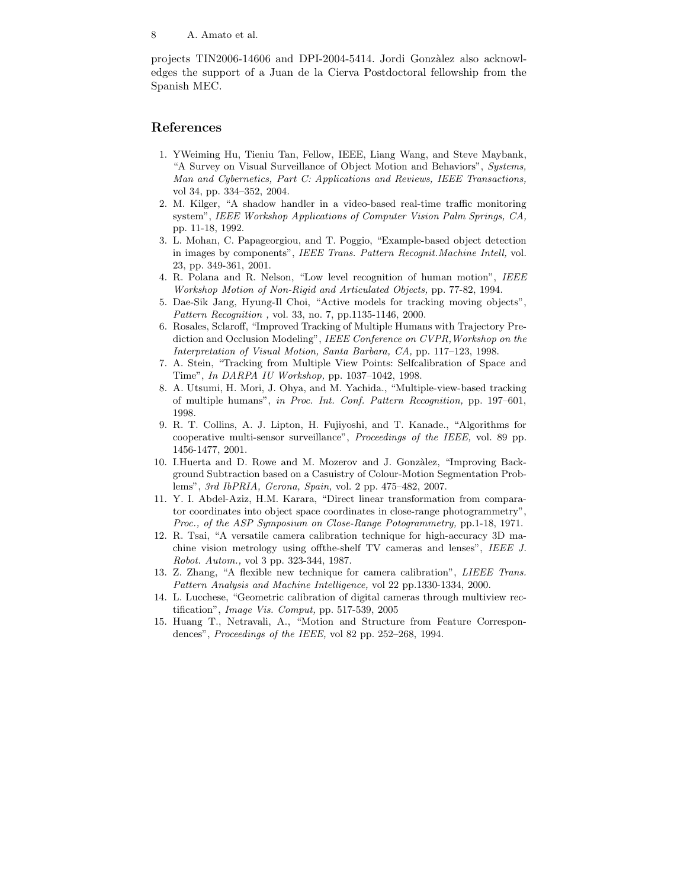projects TIN2006-14606 and DPI-2004-5414. Jordi Gonzàlez also acknowledges the support of a Juan de la Cierva Postdoctoral fellowship from the Spanish MEC.

## References

1. YWeiming Hu, Tieniu Tan, Fellow, IEEE, Liang Wang, and Steve Maybank, "A Survey on Visual Surveillance of Object Motion and Behaviors", *Systems, Man and Cybernetics, Part C: Applications and Reviews, IEEE Transactions,* vol 34, pp. 334–352, 2004.
2. M. Kilger, "A shadow handler in a video-based real-time traffic monitoring system", *IEEE Workshop Applications of Computer Vision Palm Springs, CA,* pp. 11-18, 1992.
3. L. Mohan, C. Papageorgiou, and T. Poggio, "Example-based object detection in images by components", *IEEE Trans. Pattern Recognit.Machine Intell,* vol. 23, pp. 349-361, 2001.
4. R. Polana and R. Nelson, "Low level recognition of human motion", *IEEE Workshop Motion of Non-Rigid and Articulated Objects,* pp. 77-82, 1994.
5. Dae-Sik Jang, Hyung-Il Choi, "Active models for tracking moving objects", *Pattern Recognition ,* vol. 33, no. 7, pp.1135-1146, 2000.
6. Rosales, Sclaroff, "Improved Tracking of Multiple Humans with Trajectory Prediction and Occlusion Modeling", *IEEE Conference on CVPR,Workshop on the Interpretation of Visual Motion, Santa Barbara, CA,* pp. 117–123, 1998.
7. A. Stein, "Tracking from Multiple View Points: Selfcalibration of Space and Time", *In DARPA IU Workshop,* pp. 1037–1042, 1998.
8. A. Utsumi, H. Mori, J. Ohya, and M. Yachida., "Multiple-view-based tracking of multiple humans", *in Proc. Int. Conf. Pattern Recognition,* pp. 197–601, 1998.
9. R. T. Collins, A. J. Lipton, H. Fujiyoshi, and T. Kanade., "Algorithms for cooperative multi-sensor surveillance", *Proceedings of the IEEE,* vol. 89 pp. 1456-1477, 2001.
10. I.Huerta and D. Rowe and M. Mozerov and J. Gonzàlez, "Improving Background Subtraction based on a Casuistry of Colour-Motion Segmentation Problems", *3rd IbPRIA, Gerona, Spain,* vol. 2 pp. 475–482, 2007.
11. Y. I. Abdel-Aziz, H.M. Karara, "Direct linear transformation from comparator coordinates into object space coordinates in close-range photogrammetry", *Proc., of the ASP Symposium on Close-Range Potogrammetry,* pp.1-18, 1971.
12. R. Tsai, "A versatile camera calibration technique for high-accuracy 3D machine vision metrology using offthe-shelf TV cameras and lenses", *IEEE J. Robot. Autom.,* vol 3 pp. 323-344, 1987.
13. Z. Zhang, "A flexible new technique for camera calibration", *LIEEE Trans. Pattern Analysis and Machine Intelligence,* vol 22 pp.1330-1334, 2000.
14. L. Lucchese, "Geometric calibration of digital cameras through multiview rectification", *Image Vis. Comput,* pp. 517-539, 2005
15. Huang T., Netravali, A., "Motion and Structure from Feature Correspondences", *Proceedings of the IEEE,* vol 82 pp. 252–268, 1994.